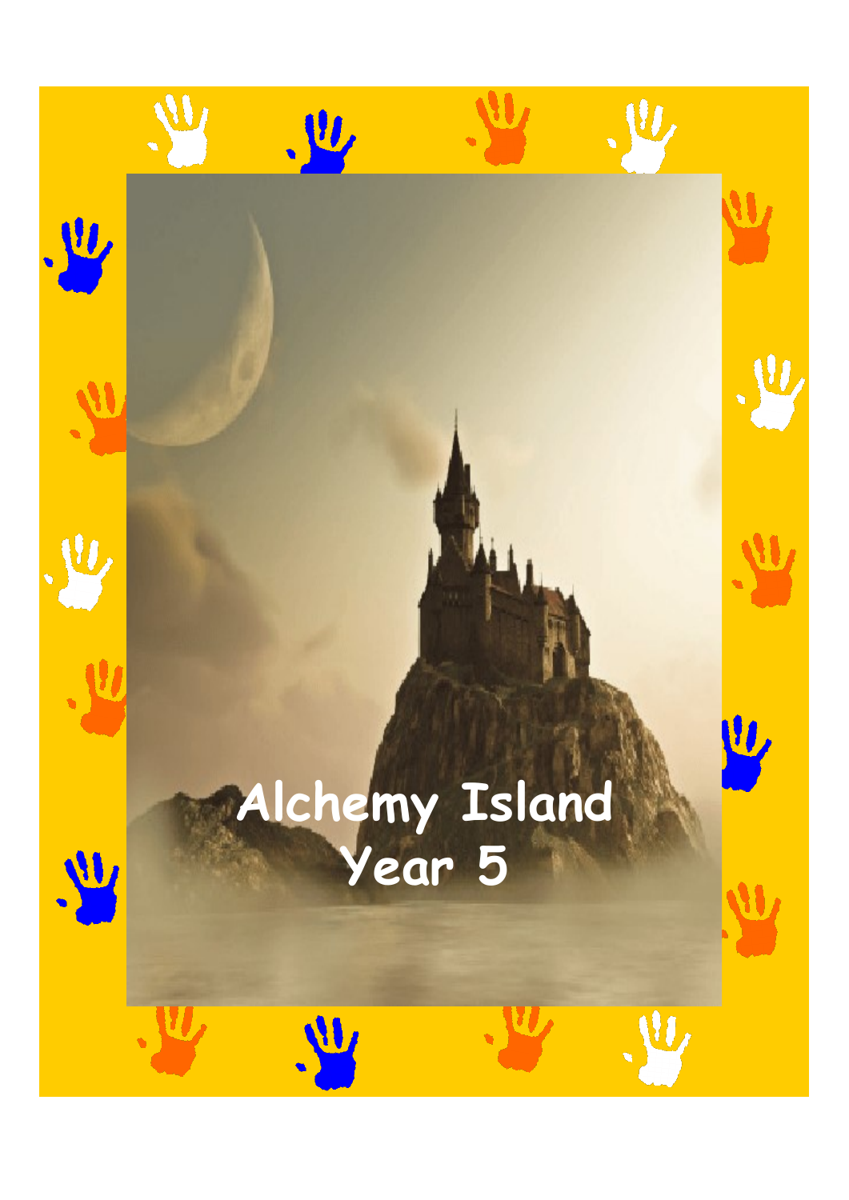# Alchemy Island
# Year 5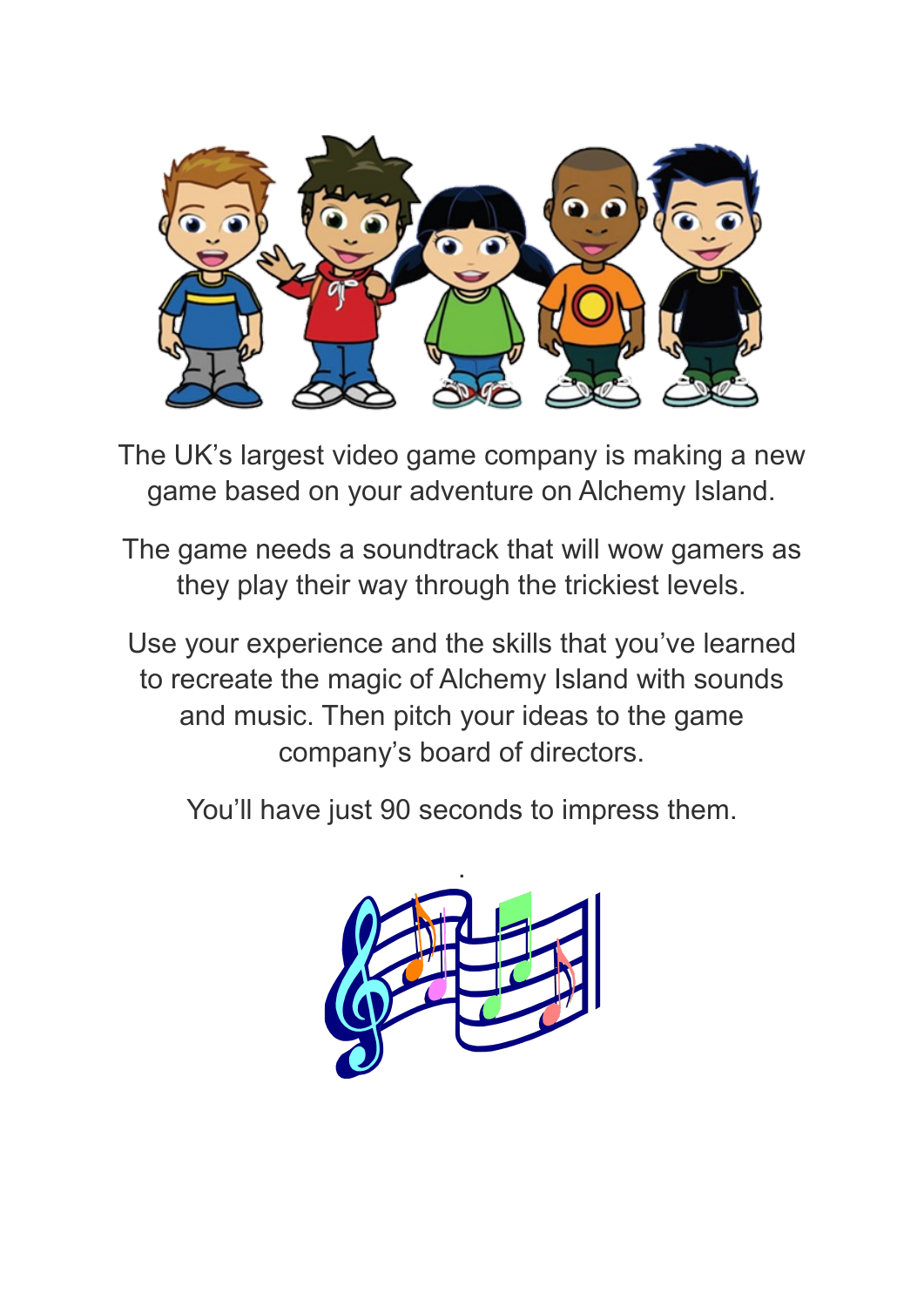The UK's largest video game company is making a new game based on your adventure on Alchemy Island.

The game needs a soundtrack that will wow gamers as they play their way through the trickiest levels.

Use your experience and the skills that you've learned to recreate the magic of Alchemy Island with sounds and music. Then pitch your ideas to the game company's board of directors.

You'll have just 90 seconds to impress them.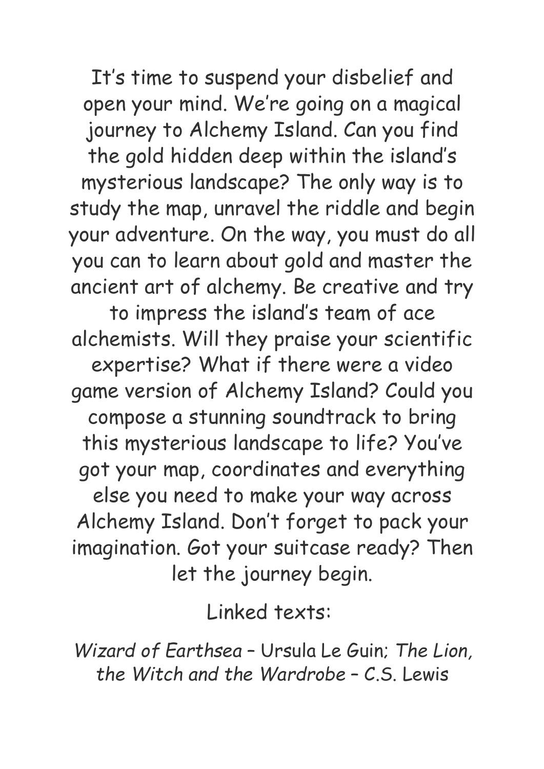It's time to suspend your disbelief and open your mind. We're going on a magical journey to Alchemy Island. Can you find the gold hidden deep within the island's mysterious landscape? The only way is to study the map, unravel the riddle and begin your adventure. On the way, you must do all you can to learn about gold and master the ancient art of alchemy. Be creative and try to impress the island's team of ace alchemists. Will they praise your scientific expertise? What if there were a video game version of Alchemy Island? Could you compose a stunning soundtrack to bring this mysterious landscape to life? You've got your map, coordinates and everything else you need to make your way across Alchemy Island. Don't forget to pack your imagination. Got your suitcase ready? Then let the journey begin.

Linked texts:

*Wizard of Earthsea* – Ursula Le Guin; *The Lion, the Witch and the Wardrobe* – C.S. Lewis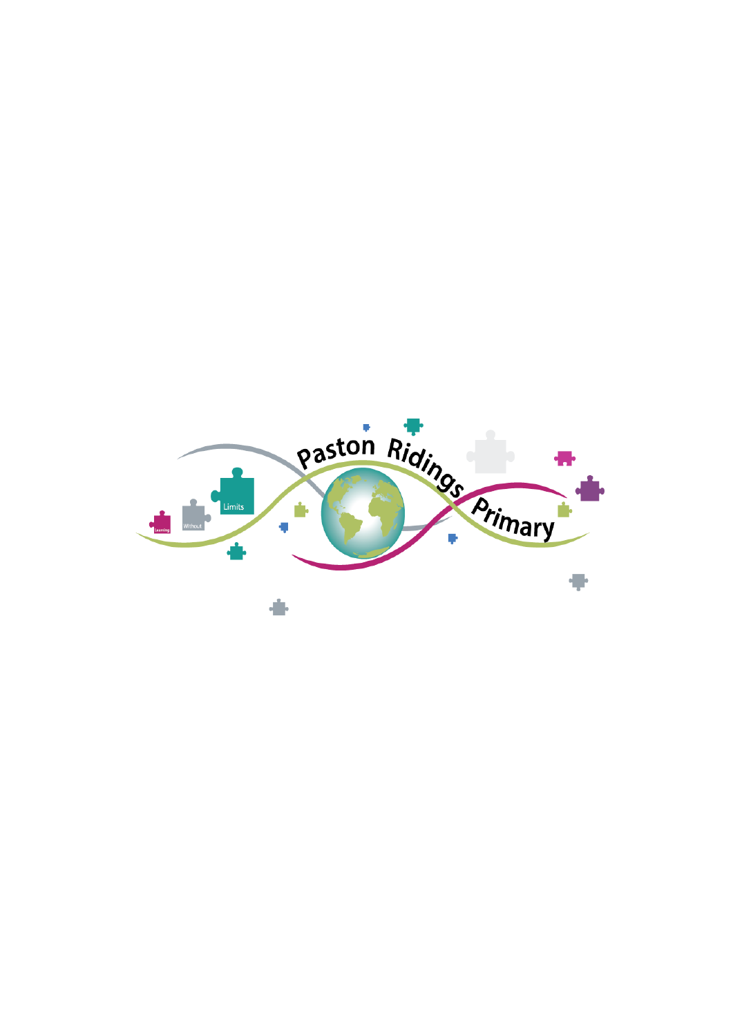Paston Ridings Primary

Learning Without Limits